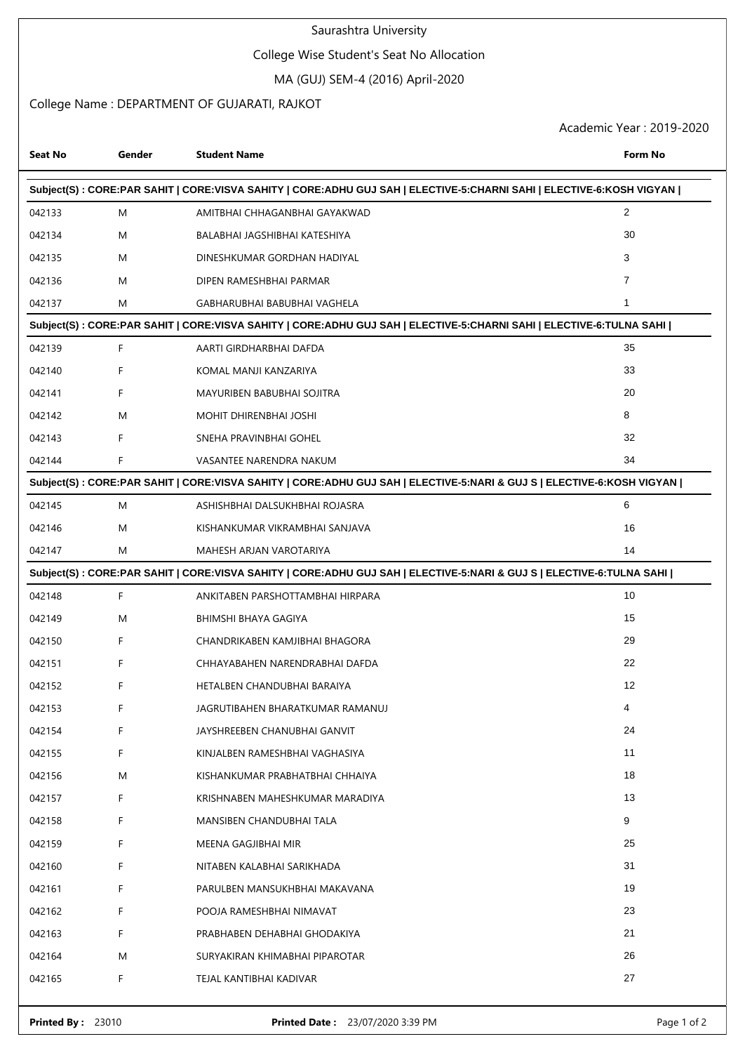# Saurashtra University

## College Wise Student's Seat No Allocation

### MA (GUJ) SEM-4 (2016) April-2020

College Name : DEPARTMENT OF GUJARATI, RAJKOT

Academic Year : 2019-2020

| Seat No | Gender | Student Name | Form No |
|---|---|---|---|
| **Subject(S) : CORE:PAR SAHIT \| CORE:VISVA SAHITY \| CORE:ADHU GUJ SAH \| ELECTIVE-5:CHARNI SAHI \| ELECTIVE-6:KOSH VIGYAN \|** | | | |
| 042133 | M | AMITBHAI CHHAGANBHAI GAYAKWAD | 2 |
| 042134 | M | BALABHAI JAGSHIBHAI KATESHIYA | 30 |
| 042135 | M | DINESHKUMAR GORDHAN HADIYAL | 3 |
| 042136 | M | DIPEN RAMESHBHAI PARMAR | 7 |
| 042137 | M | GABHARUBHAI BABUBHAI VAGHELA | 1 |
| **Subject(S) : CORE:PAR SAHIT \| CORE:VISVA SAHITY \| CORE:ADHU GUJ SAH \| ELECTIVE-5:CHARNI SAHI \| ELECTIVE-6:TULNA SAHI \|** | | | |
| 042139 | F | AARTI GIRDHARBHAI DAFDA | 35 |
| 042140 | F | KOMAL MANJI KANZARIYA | 33 |
| 042141 | F | MAYURIBEN BABUBHAI SOJITRA | 20 |
| 042142 | M | MOHIT DHIRENBHAI JOSHI | 8 |
| 042143 | F | SNEHA PRAVINBHAI GOHEL | 32 |
| 042144 | F | VASANTEE NARENDRA NAKUM | 34 |
| **Subject(S) : CORE:PAR SAHIT \| CORE:VISVA SAHITY \| CORE:ADHU GUJ SAH \| ELECTIVE-5:NARI & GUJ S \| ELECTIVE-6:KOSH VIGYAN \|** | | | |
| 042145 | M | ASHISHBHAI DALSUKHBHAI ROJASRA | 6 |
| 042146 | M | KISHANKUMAR VIKRAMBHAI SANJAVA | 16 |
| 042147 | M | MAHESH ARJAN VAROTARIYA | 14 |
| **Subject(S) : CORE:PAR SAHIT \| CORE:VISVA SAHITY \| CORE:ADHU GUJ SAH \| ELECTIVE-5:NARI & GUJ S \| ELECTIVE-6:TULNA SAHI \|** | | | |
| 042148 | F | ANKITABEN PARSHOTTAMBHAI HIRPARA | 10 |
| 042149 | M | BHIMSHI BHAYA GAGIYA | 15 |
| 042150 | F | CHANDRIKABEN KAMJIBHAI BHAGORA | 29 |
| 042151 | F | CHHAYABAHEN NARENDRABHAI DAFDA | 22 |
| 042152 | F | HETALBEN CHANDUBHAI BARAIYA | 12 |
| 042153 | F | JAGRUTIBAHEN BHARATKUMAR RAMANUJ | 4 |
| 042154 | F | JAYSHREEBEN CHANUBHAI GANVIT | 24 |
| 042155 | F | KINJALBEN RAMESHBHAI VAGHASIYA | 11 |
| 042156 | M | KISHANKUMAR PRABHATBHAI CHHAIYA | 18 |
| 042157 | F | KRISHNABEN MAHESHKUMAR MARADIYA | 13 |
| 042158 | F | MANSIBEN CHANDUBHAI TALA | 9 |
| 042159 | F | MEENA GAGJIBHAI MIR | 25 |
| 042160 | F | NITABEN KALABHAI SARIKHADA | 31 |
| 042161 | F | PARULBEN MANSUKHBHAI MAKAVANA | 19 |
| 042162 | F | POOJA RAMESHBHAI NIMAVAT | 23 |
| 042163 | F | PRABHABEN DEHABHAI GHODAKIYA | 21 |
| 042164 | M | SURYAKIRAN KHIMABHAI PIPAROTAR | 26 |
| 042165 | F | TEJAL KANTIBHAI KADIVAR | 27 |

**Printed By :** 23010 **Printed Date :** 23/07/2020 3:39 PM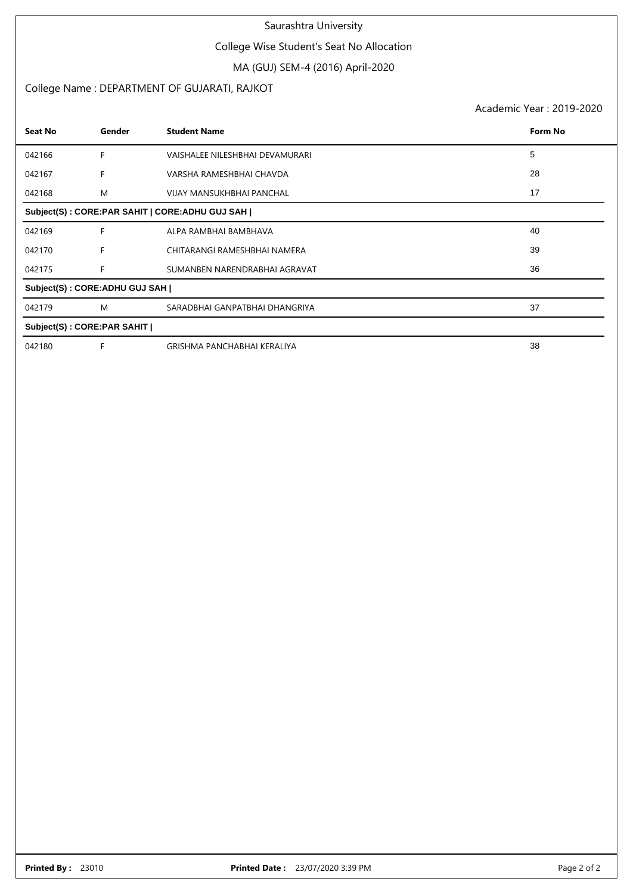# Saurashtra University

## College Wise Student's Seat No Allocation

### MA (GUJ) SEM-4 (2016) April-2020

College Name : DEPARTMENT OF GUJARATI, RAJKOT

Academic Year : 2019-2020

| Seat No | Gender | Student Name | Form No |
|---|---|---|---|
| 042166 | F | VAISHALEE NILESHBHAI DEVAMURARI | 5 |
| 042167 | F | VARSHA RAMESHBHAI CHAVDA | 28 |
| 042168 | M | VIJAY MANSUKHBHAI PANCHAL | 17 |

**Subject(S) : CORE:PAR SAHIT | CORE:ADHU GUJ SAH |**

| Seat No | Gender | Student Name | Form No |
|---|---|---|---|
| 042169 | F | ALPA RAMBHAI BAMBHAVA | 40 |
| 042170 | F | CHITARANGI RAMESHBHAI NAMERA | 39 |
| 042175 | F | SUMANBEN NARENDRABHAI AGRAVAT | 36 |

**Subject(S) : CORE:ADHU GUJ SAH |**

| Seat No | Gender | Student Name | Form No |
|---|---|---|---|
| 042179 | M | SARADBHAI GANPATBHAI DHANGRIYA | 37 |

**Subject(S) : CORE:PAR SAHIT |**

| Seat No | Gender | Student Name | Form No |
|---|---|---|---|
| 042180 | F | GRISHMA PANCHABHAI KERALIYA | 38 |

**Printed By :** 23010 **Printed Date :** 23/07/2020 3:39 PM